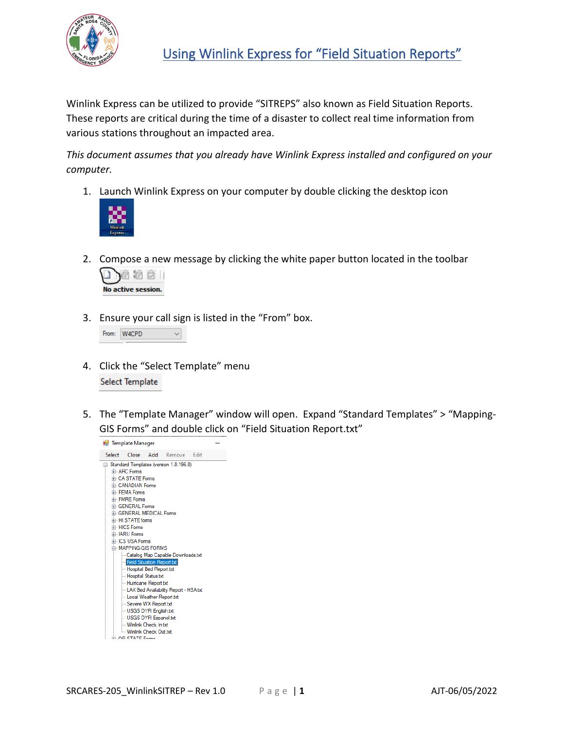# Using Winlink Express for "Field Situation Reports"

Winlink Express can be utilized to provide "SITREPS" also known as Field Situation Reports. These reports are critical during the time of a disaster to collect real time information from various stations throughout an impacted area.

*This document assumes that you already have Winlink Express installed and configured on your computer.*

1. Launch Winlink Express on your computer by double clicking the desktop icon

2. Compose a new message by clicking the white paper button located in the toolbar

3. Ensure your call sign is listed in the "From" box.

4. Click the "Select Template" menu

5. The "Template Manager" window will open. Expand "Standard Templates" > "Mapping-GIS Forms" and double click on "Field Situation Report.txt"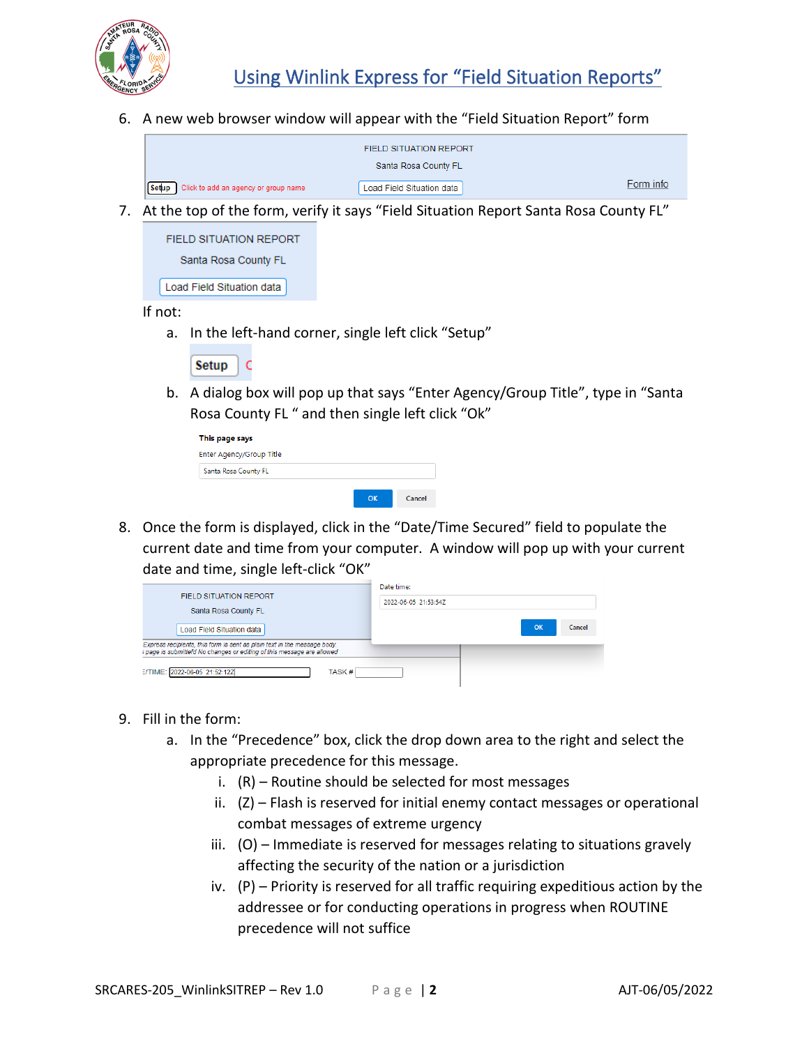6. A new web browser window will appear with the "Field Situation Report" form

7. At the top of the form, verify it says "Field Situation Report Santa Rosa County FL"

   If not:

   a. In the left-hand corner, single left click "Setup"

   b. A dialog box will pop up that says "Enter Agency/Group Title", type in "Santa Rosa County FL " and then single left click "Ok"

8. Once the form is displayed, click in the "Date/Time Secured" field to populate the current date and time from your computer. A window will pop up with your current date and time, single left-click "OK"

9. Fill in the form:

   a. In the "Precedence" box, click the drop down area to the right and select the appropriate precedence for this message.

      i. (R) – Routine should be selected for most messages

      ii. (Z) – Flash is reserved for initial enemy contact messages or operational combat messages of extreme urgency

      iii. (O) – Immediate is reserved for messages relating to situations gravely affecting the security of the nation or a jurisdiction

      iv. (P) – Priority is reserved for all traffic requiring expeditious action by the addressee or for conducting operations in progress when ROUTINE precedence will not suffice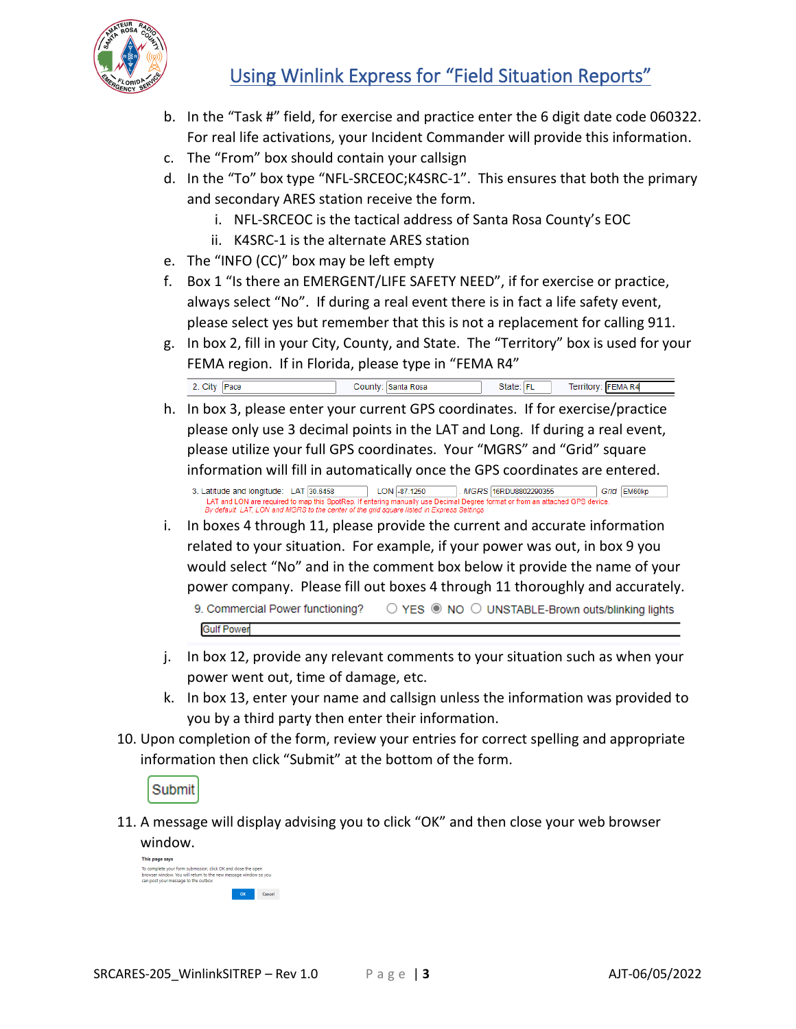b. In the "Task #" field, for exercise and practice enter the 6 digit date code 060322. For real life activations, your Incident Commander will provide this information.

c. The "From" box should contain your callsign

d. In the "To" box type "NFL-SRCEOC;K4SRC-1". This ensures that both the primary and secondary ARES station receive the form.

   i. NFL-SRCEOC is the tactical address of Santa Rosa County's EOC

   ii. K4SRC-1 is the alternate ARES station

e. The "INFO (CC)" box may be left empty

f. Box 1 "Is there an EMERGENT/LIFE SAFETY NEED", if for exercise or practice, always select "No". If during a real event there is in fact a life safety event, please select yes but remember that this is not a replacement for calling 911.

g. In box 2, fill in your City, County, and State. The "Territory" box is used for your FEMA region. If in Florida, please type in "FEMA R4"

   2. City: Pace County: Santa Rosa State: FL Territory: FEMA R4

h. In box 3, please enter your current GPS coordinates. If for exercise/practice please only use 3 decimal points in the LAT and Long. If during a real event, please utilize your full GPS coordinates. Your "MGRS" and "Grid" square information will fill in automatically once the GPS coordinates are entered.

   3. Latitude and longitude: LAT 30.6458 LON -87.1250 MGRS 16RDU8802290355 Grid EM60kp
   LAT and LON are required to map this SpotRep. If entering manually use Decimal Degree format or from an attached GPS device.
   *By default LAT, LON and MGRS to the center of the grid square listed in Express Settings*

i. In boxes 4 through 11, please provide the current and accurate information related to your situation. For example, if your power was out, in box 9 you would select "No" and in the comment box below it provide the name of your power company. Please fill out boxes 4 through 11 thoroughly and accurately.

   9. Commercial Power functioning? ○ YES ◉ NO ○ UNSTABLE-Brown outs/blinking lights
   Gulf Power

j. In box 12, provide any relevant comments to your situation such as when your power went out, time of damage, etc.

k. In box 13, enter your name and callsign unless the information was provided to you by a third party then enter their information.

10. Upon completion of the form, review your entries for correct spelling and appropriate information then click "Submit" at the bottom of the form.

    Submit

11. A message will display advising you to click "OK" and then close your web browser window.

    This page says
    To complete your form submission, click OK and close the open browser window. You will return to the new message window so you can post your message to the outbox
    OK Cancel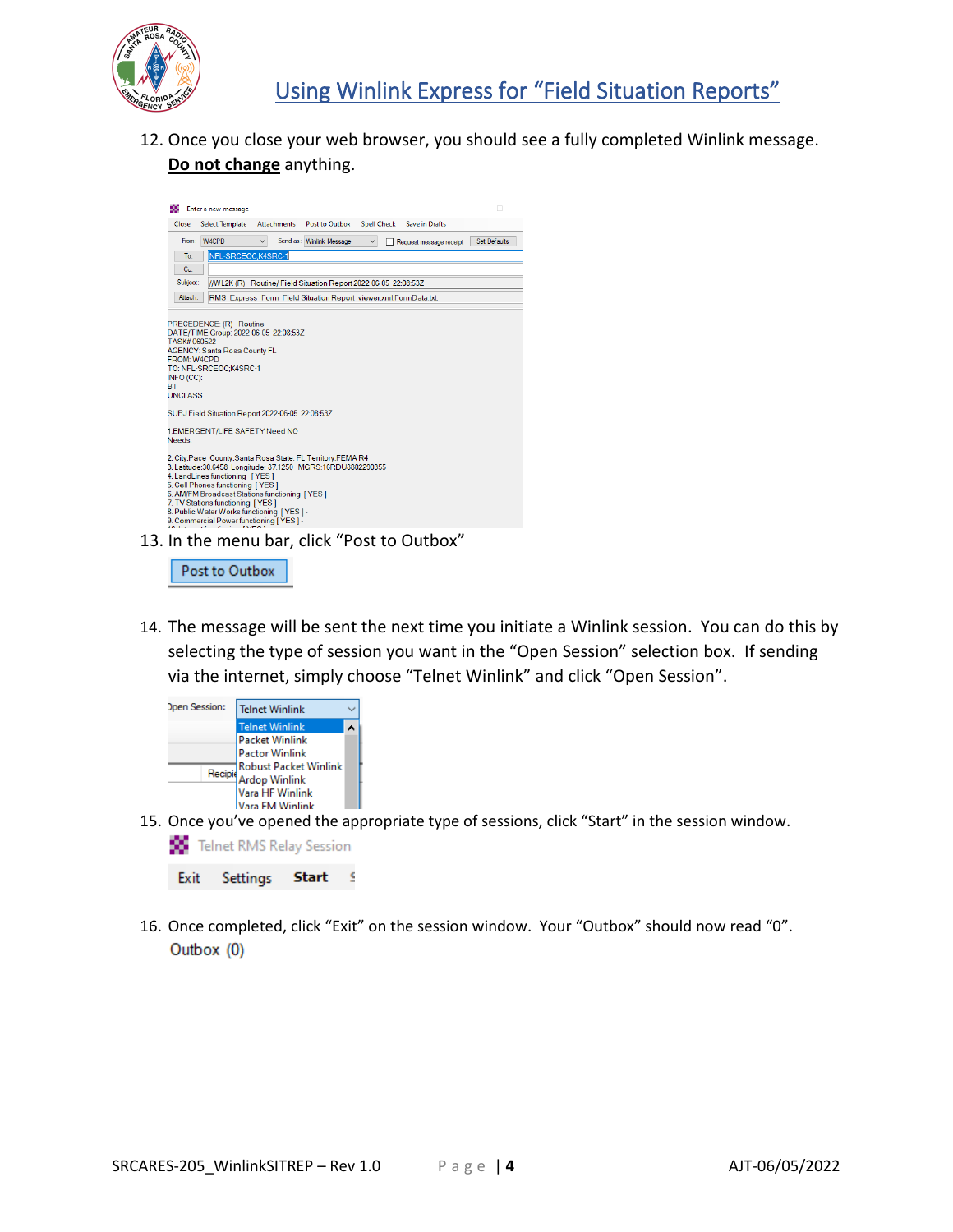12. Once you close your web browser, you should see a fully completed Winlink message. **<u>Do not change</u>** anything.

13. In the menu bar, click "Post to Outbox"

14. The message will be sent the next time you initiate a Winlink session. You can do this by selecting the type of session you want in the "Open Session" selection box. If sending via the internet, simply choose "Telnet Winlink" and click "Open Session".

15. Once you've opened the appropriate type of sessions, click "Start" in the session window.

16. Once completed, click "Exit" on the session window. Your "Outbox" should now read "0".